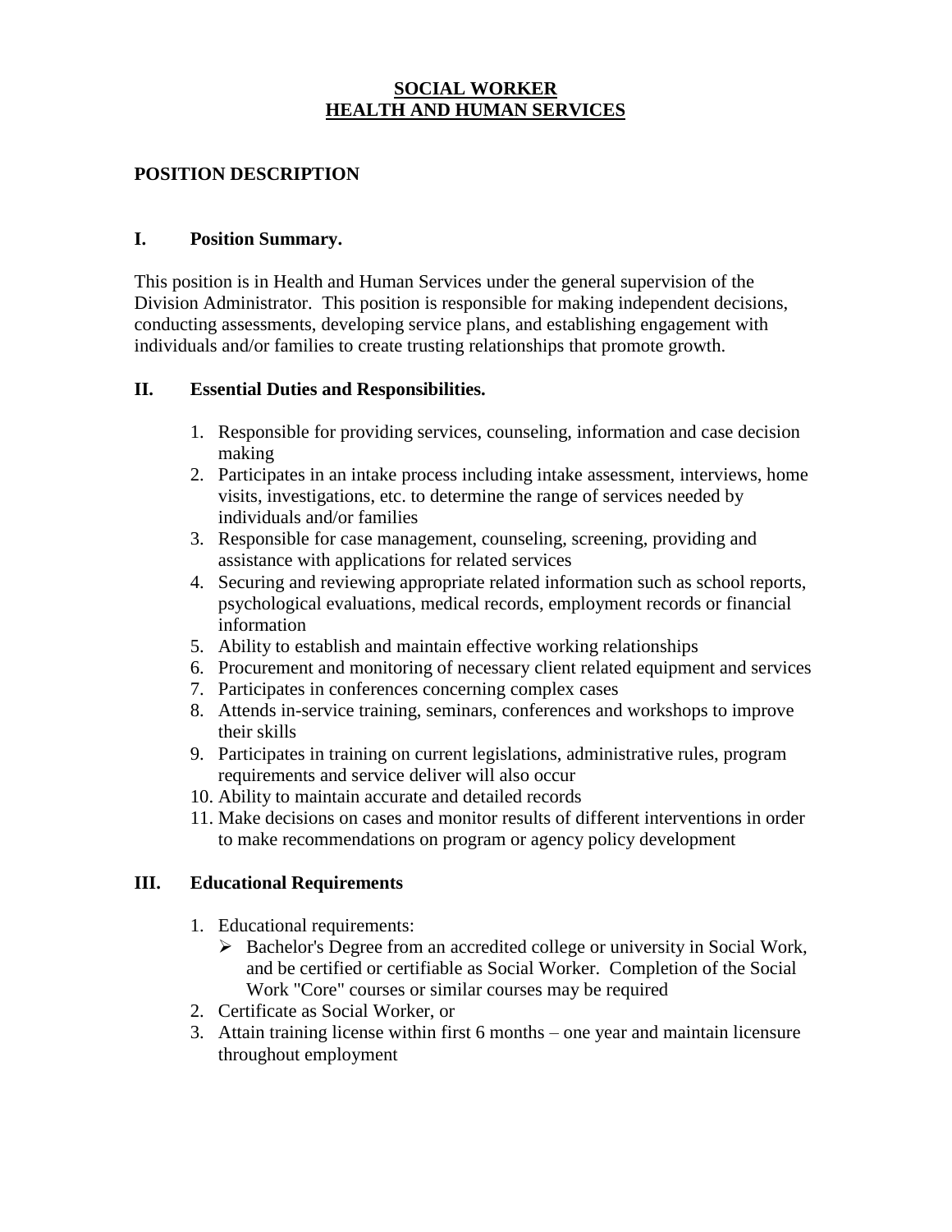# SOCIAL WORKER
# HEALTH AND HUMAN SERVICES

## POSITION DESCRIPTION

### I. Position Summary.

This position is in Health and Human Services under the general supervision of the Division Administrator. This position is responsible for making independent decisions, conducting assessments, developing service plans, and establishing engagement with individuals and/or families to create trusting relationships that promote growth.

### II. Essential Duties and Responsibilities.

1. Responsible for providing services, counseling, information and case decision making
2. Participates in an intake process including intake assessment, interviews, home visits, investigations, etc. to determine the range of services needed by individuals and/or families
3. Responsible for case management, counseling, screening, providing and assistance with applications for related services
4. Securing and reviewing appropriate related information such as school reports, psychological evaluations, medical records, employment records or financial information
5. Ability to establish and maintain effective working relationships
6. Procurement and monitoring of necessary client related equipment and services
7. Participates in conferences concerning complex cases
8. Attends in-service training, seminars, conferences and workshops to improve their skills
9. Participates in training on current legislations, administrative rules, program requirements and service deliver will also occur
10. Ability to maintain accurate and detailed records
11. Make decisions on cases and monitor results of different interventions in order to make recommendations on program or agency policy development

### III. Educational Requirements

1. Educational requirements:
   - Bachelor's Degree from an accredited college or university in Social Work, and be certified or certifiable as Social Worker. Completion of the Social Work "Core" courses or similar courses may be required
2. Certificate as Social Worker, or
3. Attain training license within first 6 months – one year and maintain licensure throughout employment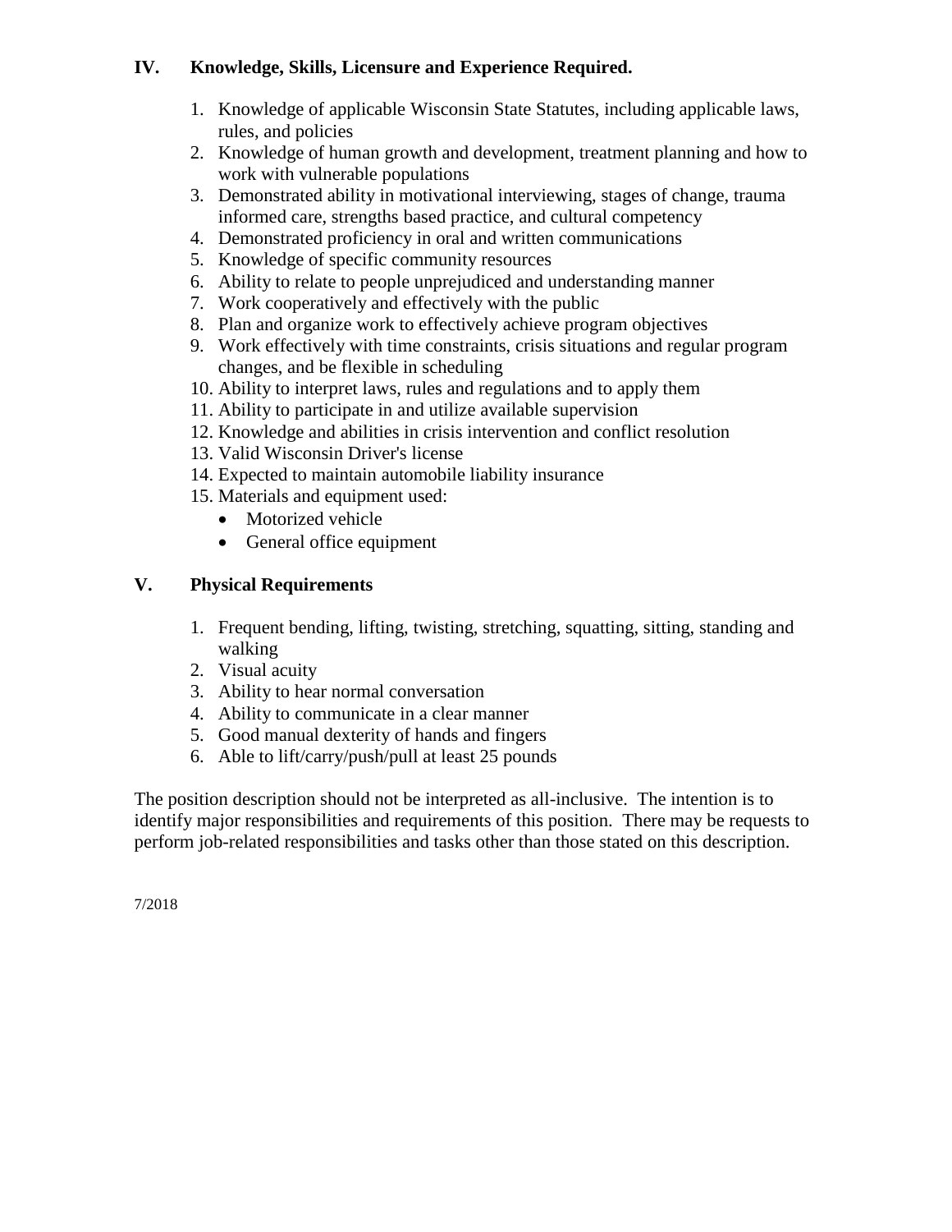## IV. Knowledge, Skills, Licensure and Experience Required.

1. Knowledge of applicable Wisconsin State Statutes, including applicable laws, rules, and policies
2. Knowledge of human growth and development, treatment planning and how to work with vulnerable populations
3. Demonstrated ability in motivational interviewing, stages of change, trauma informed care, strengths based practice, and cultural competency
4. Demonstrated proficiency in oral and written communications
5. Knowledge of specific community resources
6. Ability to relate to people unprejudiced and understanding manner
7. Work cooperatively and effectively with the public
8. Plan and organize work to effectively achieve program objectives
9. Work effectively with time constraints, crisis situations and regular program changes, and be flexible in scheduling
10. Ability to interpret laws, rules and regulations and to apply them
11. Ability to participate in and utilize available supervision
12. Knowledge and abilities in crisis intervention and conflict resolution
13. Valid Wisconsin Driver's license
14. Expected to maintain automobile liability insurance
15. Materials and equipment used:
    - Motorized vehicle
    - General office equipment

## V. Physical Requirements

1. Frequent bending, lifting, twisting, stretching, squatting, sitting, standing and walking
2. Visual acuity
3. Ability to hear normal conversation
4. Ability to communicate in a clear manner
5. Good manual dexterity of hands and fingers
6. Able to lift/carry/push/pull at least 25 pounds

The position description should not be interpreted as all-inclusive. The intention is to identify major responsibilities and requirements of this position. There may be requests to perform job-related responsibilities and tasks other than those stated on this description.

7/2018